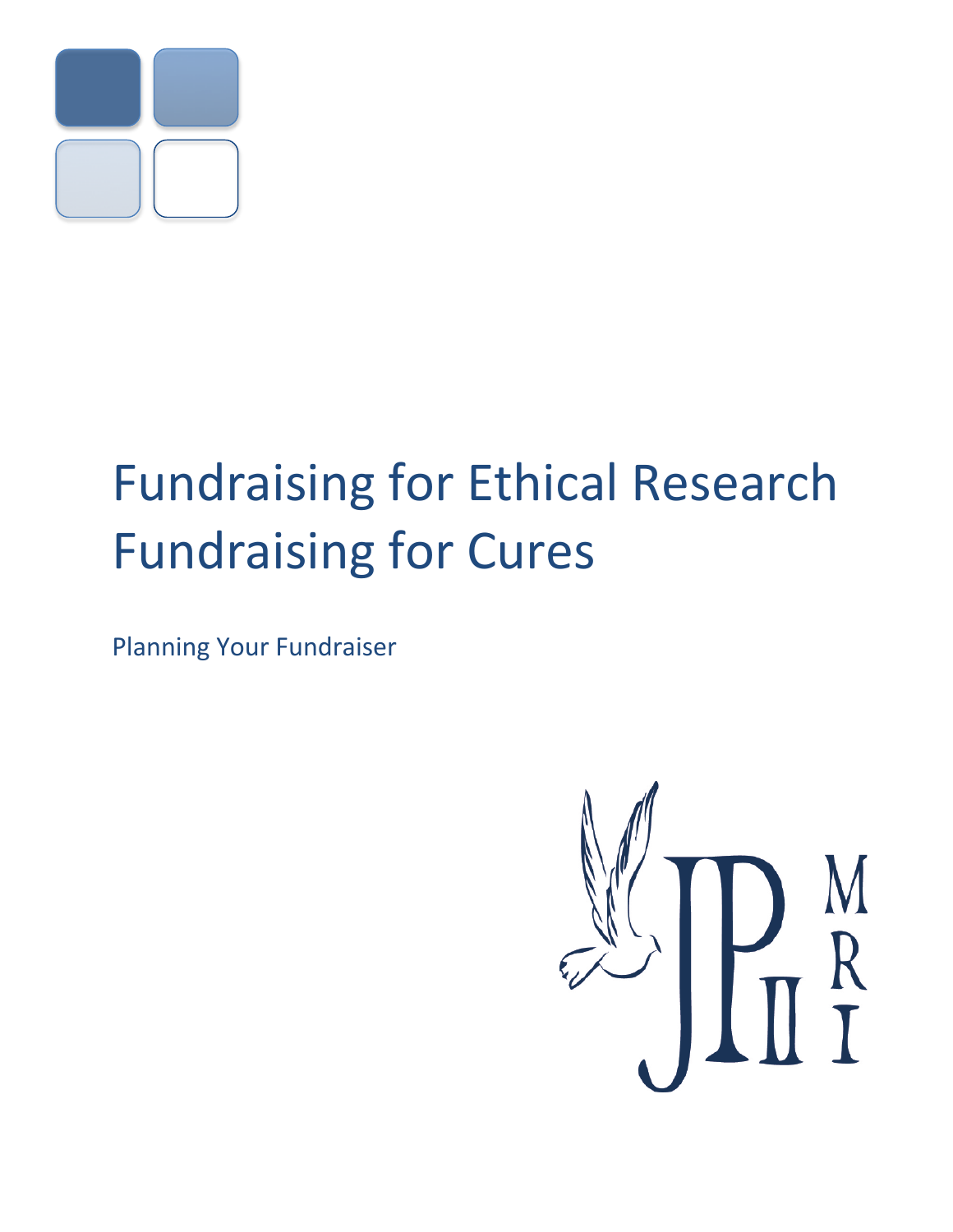# Fundraising for Ethical Research
# Fundraising for Cures

Planning Your Fundraiser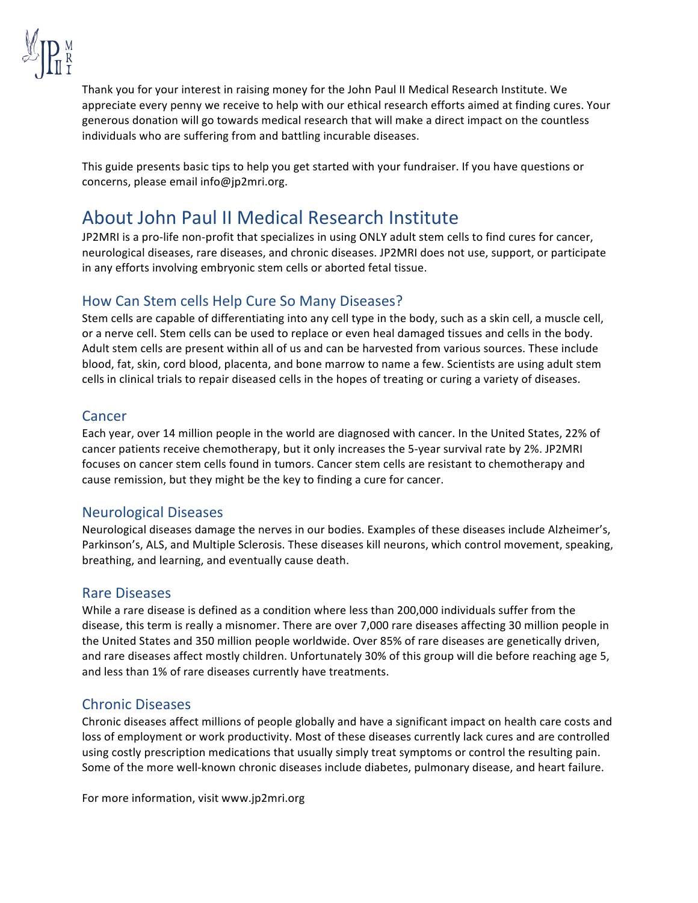Thank you for your interest in raising money for the John Paul II Medical Research Institute. We appreciate every penny we receive to help with our ethical research efforts aimed at finding cures. Your generous donation will go towards medical research that will make a direct impact on the countless individuals who are suffering from and battling incurable diseases.

This guide presents basic tips to help you get started with your fundraiser. If you have questions or concerns, please email info@jp2mri.org.

# About John Paul II Medical Research Institute

JP2MRI is a pro-life non-profit that specializes in using ONLY adult stem cells to find cures for cancer, neurological diseases, rare diseases, and chronic diseases. JP2MRI does not use, support, or participate in any efforts involving embryonic stem cells or aborted fetal tissue.

## How Can Stem cells Help Cure So Many Diseases?

Stem cells are capable of differentiating into any cell type in the body, such as a skin cell, a muscle cell, or a nerve cell. Stem cells can be used to replace or even heal damaged tissues and cells in the body. Adult stem cells are present within all of us and can be harvested from various sources. These include blood, fat, skin, cord blood, placenta, and bone marrow to name a few. Scientists are using adult stem cells in clinical trials to repair diseased cells in the hopes of treating or curing a variety of diseases.

## Cancer

Each year, over 14 million people in the world are diagnosed with cancer. In the United States, 22% of cancer patients receive chemotherapy, but it only increases the 5-year survival rate by 2%. JP2MRI focuses on cancer stem cells found in tumors. Cancer stem cells are resistant to chemotherapy and cause remission, but they might be the key to finding a cure for cancer.

## Neurological Diseases

Neurological diseases damage the nerves in our bodies. Examples of these diseases include Alzheimer's, Parkinson's, ALS, and Multiple Sclerosis. These diseases kill neurons, which control movement, speaking, breathing, and learning, and eventually cause death.

## Rare Diseases

While a rare disease is defined as a condition where less than 200,000 individuals suffer from the disease, this term is really a misnomer. There are over 7,000 rare diseases affecting 30 million people in the United States and 350 million people worldwide. Over 85% of rare diseases are genetically driven, and rare diseases affect mostly children. Unfortunately 30% of this group will die before reaching age 5, and less than 1% of rare diseases currently have treatments.

## Chronic Diseases

Chronic diseases affect millions of people globally and have a significant impact on health care costs and loss of employment or work productivity. Most of these diseases currently lack cures and are controlled using costly prescription medications that usually simply treat symptoms or control the resulting pain. Some of the more well-known chronic diseases include diabetes, pulmonary disease, and heart failure.

For more information, visit www.jp2mri.org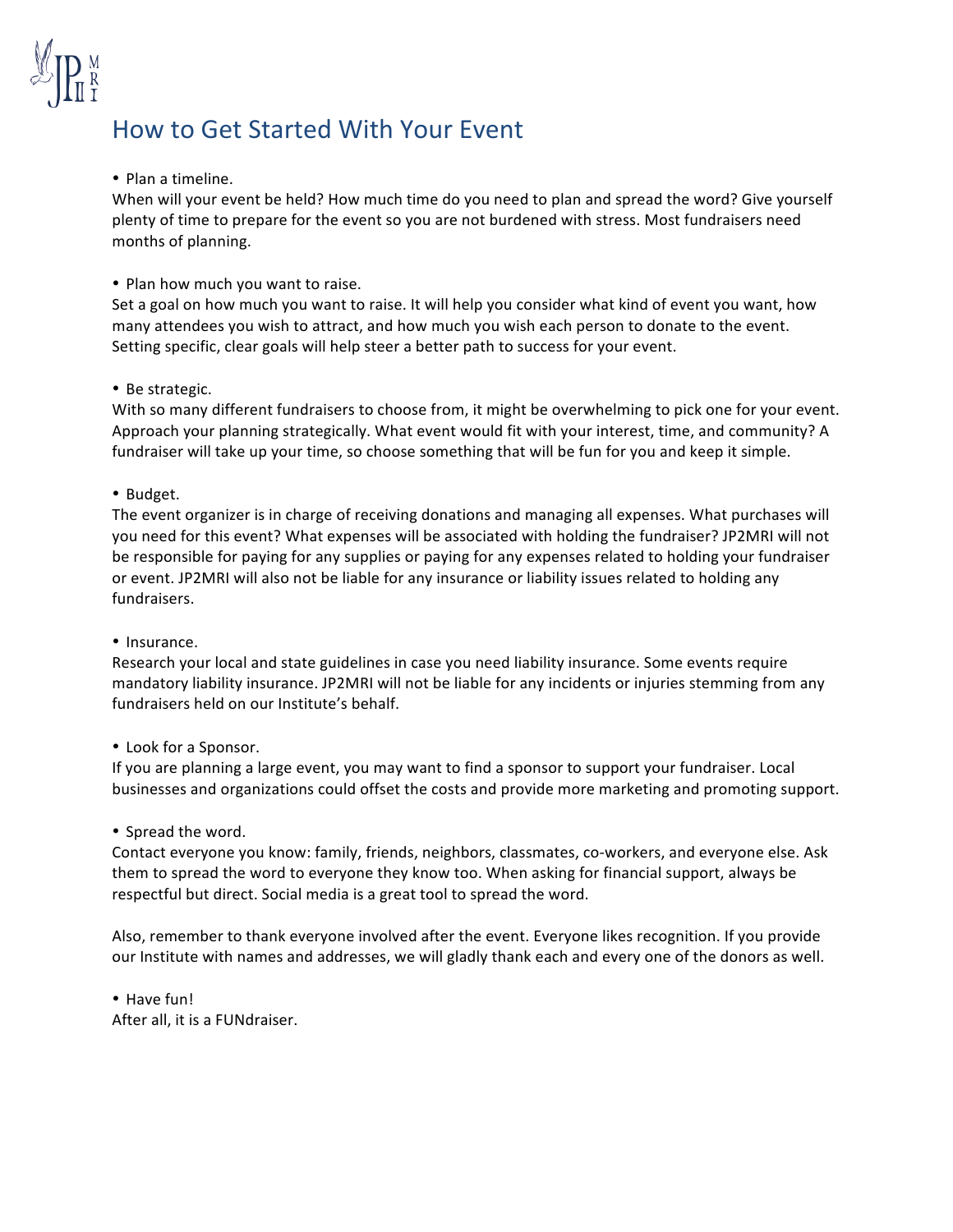# How to Get Started With Your Event

- Plan a timeline.

When will your event be held? How much time do you need to plan and spread the word? Give yourself plenty of time to prepare for the event so you are not burdened with stress. Most fundraisers need months of planning.

- Plan how much you want to raise.

Set a goal on how much you want to raise. It will help you consider what kind of event you want, how many attendees you wish to attract, and how much you wish each person to donate to the event. Setting specific, clear goals will help steer a better path to success for your event.

- Be strategic.

With so many different fundraisers to choose from, it might be overwhelming to pick one for your event. Approach your planning strategically. What event would fit with your interest, time, and community? A fundraiser will take up your time, so choose something that will be fun for you and keep it simple.

- Budget.

The event organizer is in charge of receiving donations and managing all expenses. What purchases will you need for this event? What expenses will be associated with holding the fundraiser? JP2MRI will not be responsible for paying for any supplies or paying for any expenses related to holding your fundraiser or event. JP2MRI will also not be liable for any insurance or liability issues related to holding any fundraisers.

- Insurance.

Research your local and state guidelines in case you need liability insurance. Some events require mandatory liability insurance. JP2MRI will not be liable for any incidents or injuries stemming from any fundraisers held on our Institute's behalf.

- Look for a Sponsor.

If you are planning a large event, you may want to find a sponsor to support your fundraiser. Local businesses and organizations could offset the costs and provide more marketing and promoting support.

- Spread the word.

Contact everyone you know: family, friends, neighbors, classmates, co-workers, and everyone else. Ask them to spread the word to everyone they know too. When asking for financial support, always be respectful but direct. Social media is a great tool to spread the word.

Also, remember to thank everyone involved after the event. Everyone likes recognition. If you provide our Institute with names and addresses, we will gladly thank each and every one of the donors as well.

- Have fun!

After all, it is a FUNdraiser.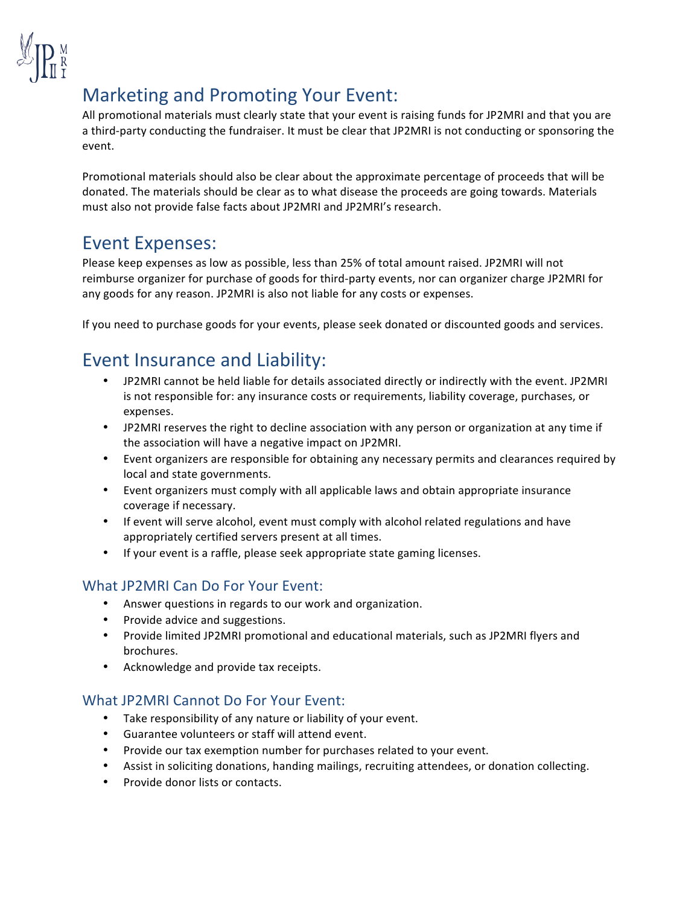## Marketing and Promoting Your Event:

All promotional materials must clearly state that your event is raising funds for JP2MRI and that you are a third-party conducting the fundraiser. It must be clear that JP2MRI is not conducting or sponsoring the event.

Promotional materials should also be clear about the approximate percentage of proceeds that will be donated. The materials should be clear as to what disease the proceeds are going towards. Materials must also not provide false facts about JP2MRI and JP2MRI's research.

## Event Expenses:

Please keep expenses as low as possible, less than 25% of total amount raised. JP2MRI will not reimburse organizer for purchase of goods for third-party events, nor can organizer charge JP2MRI for any goods for any reason. JP2MRI is also not liable for any costs or expenses.

If you need to purchase goods for your events, please seek donated or discounted goods and services.

## Event Insurance and Liability:

- JP2MRI cannot be held liable for details associated directly or indirectly with the event. JP2MRI is not responsible for: any insurance costs or requirements, liability coverage, purchases, or expenses.
- JP2MRI reserves the right to decline association with any person or organization at any time if the association will have a negative impact on JP2MRI.
- Event organizers are responsible for obtaining any necessary permits and clearances required by local and state governments.
- Event organizers must comply with all applicable laws and obtain appropriate insurance coverage if necessary.
- If event will serve alcohol, event must comply with alcohol related regulations and have appropriately certified servers present at all times.
- If your event is a raffle, please seek appropriate state gaming licenses.

### What JP2MRI Can Do For Your Event:

- Answer questions in regards to our work and organization.
- Provide advice and suggestions.
- Provide limited JP2MRI promotional and educational materials, such as JP2MRI flyers and brochures.
- Acknowledge and provide tax receipts.

### What JP2MRI Cannot Do For Your Event:

- Take responsibility of any nature or liability of your event.
- Guarantee volunteers or staff will attend event.
- Provide our tax exemption number for purchases related to your event.
- Assist in soliciting donations, handing mailings, recruiting attendees, or donation collecting.
- Provide donor lists or contacts.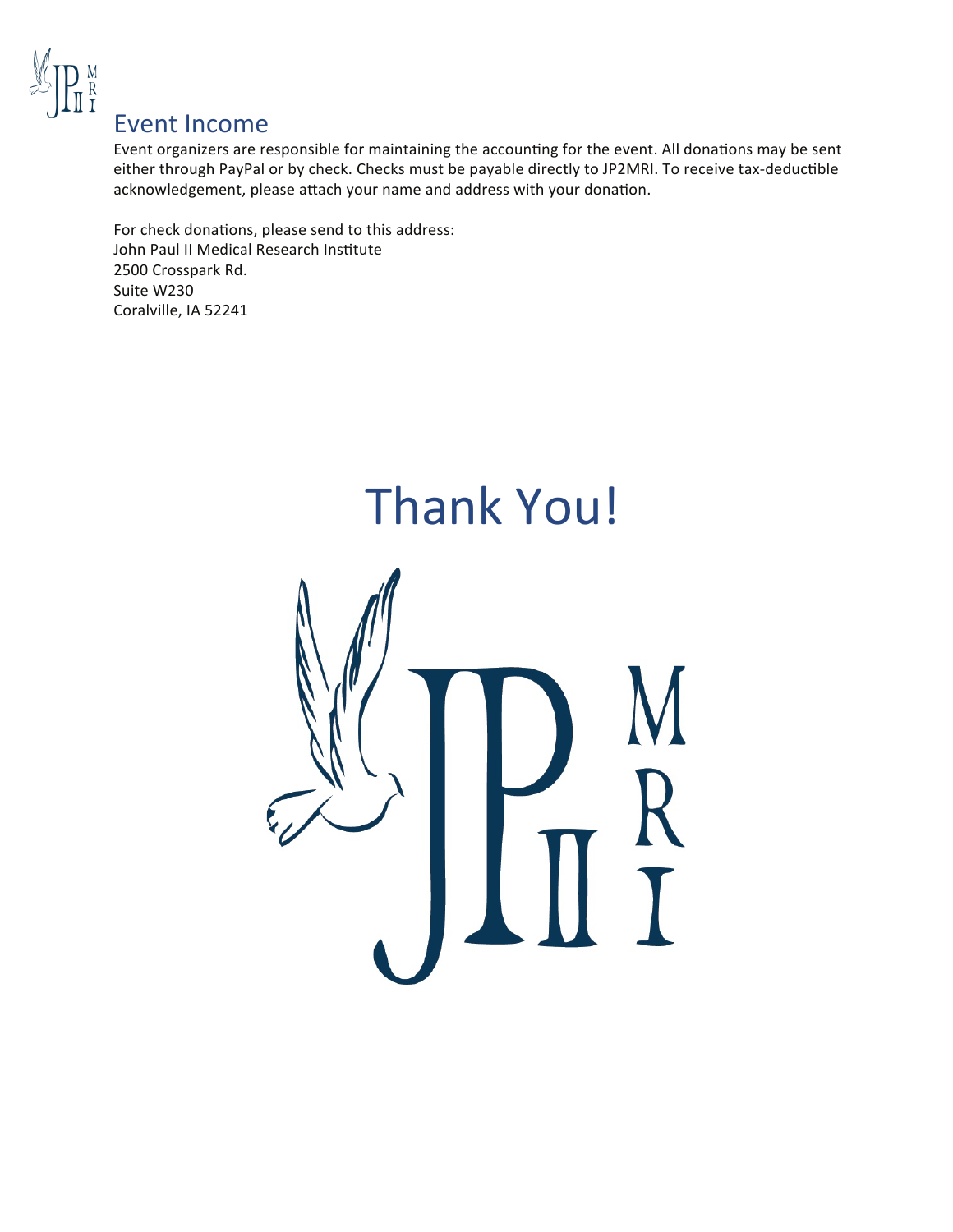## Event Income

Event organizers are responsible for maintaining the accounting for the event. All donations may be sent either through PayPal or by check. Checks must be payable directly to JP2MRI. To receive tax-deductible acknowledgement, please attach your name and address with your donation.

For check donations, please send to this address:
John Paul II Medical Research Institute
2500 Crosspark Rd.
Suite W230
Coralville, IA 52241

# Thank You!